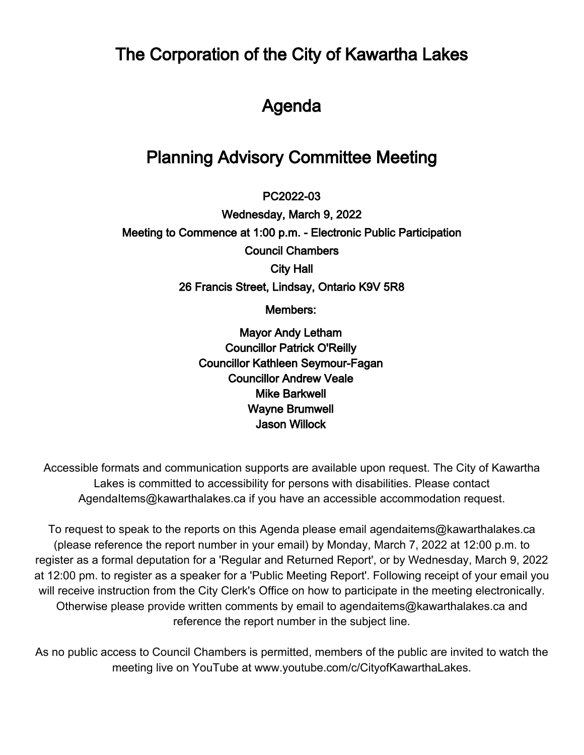# The Corporation of the City of Kawartha Lakes

# Agenda

# Planning Advisory Committee Meeting

**PC2022-03**

**Wednesday, March 9, 2022**

**Meeting to Commence at 1:00 p.m. - Electronic Public Participation**

**Council Chambers**

**City Hall**

**26 Francis Street, Lindsay, Ontario K9V 5R8**

**Members:**

**Mayor Andy Letham**
**Councillor Patrick O'Reilly**
**Councillor Kathleen Seymour-Fagan**
**Councillor Andrew Veale**
**Mike Barkwell**
**Wayne Brumwell**
**Jason Willock**

Accessible formats and communication supports are available upon request. The City of Kawartha Lakes is committed to accessibility for persons with disabilities. Please contact AgendaItems@kawarthalakes.ca if you have an accessible accommodation request.

To request to speak to the reports on this Agenda please email agendaitems@kawarthalakes.ca (please reference the report number in your email) by Monday, March 7, 2022 at 12:00 p.m. to register as a formal deputation for a 'Regular and Returned Report', or by Wednesday, March 9, 2022 at 12:00 pm. to register as a speaker for a 'Public Meeting Report'. Following receipt of your email you will receive instruction from the City Clerk's Office on how to participate in the meeting electronically. Otherwise please provide written comments by email to agendaitems@kawarthalakes.ca and reference the report number in the subject line.

As no public access to Council Chambers is permitted, members of the public are invited to watch the meeting live on YouTube at www.youtube.com/c/CityofKawarthaLakes.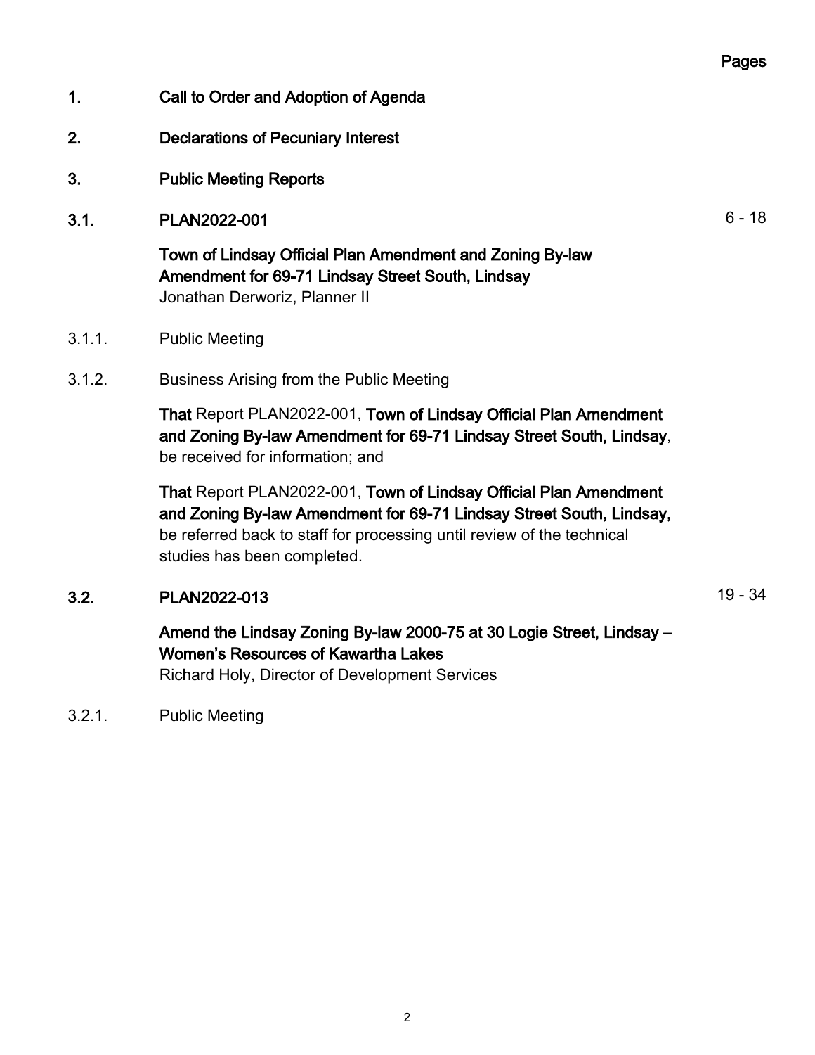Pages

**1. Call to Order and Adoption of Agenda**

**2. Declarations of Pecuniary Interest**

**3. Public Meeting Reports**

**3.1. PLAN2022-001** 6 - 18

**Town of Lindsay Official Plan Amendment and Zoning By-law Amendment for 69-71 Lindsay Street South, Lindsay**
Jonathan Derworiz, Planner II

3.1.1. Public Meeting

3.1.2. Business Arising from the Public Meeting

**That** Report PLAN2022-001, **Town of Lindsay Official Plan Amendment and Zoning By-law Amendment for 69-71 Lindsay Street South, Lindsay**, be received for information; and

**That** Report PLAN2022-001, **Town of Lindsay Official Plan Amendment and Zoning By-law Amendment for 69-71 Lindsay Street South, Lindsay,** be referred back to staff for processing until review of the technical studies has been completed.

**3.2. PLAN2022-013** 19 - 34

**Amend the Lindsay Zoning By-law 2000-75 at 30 Logie Street, Lindsay – Women's Resources of Kawartha Lakes**
Richard Holy, Director of Development Services

3.2.1. Public Meeting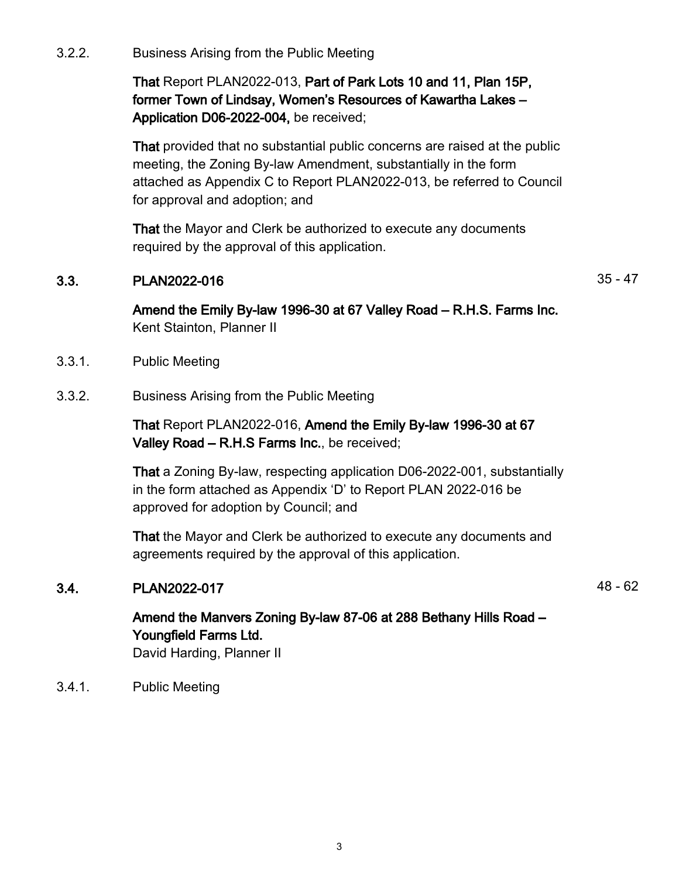3.2.2. Business Arising from the Public Meeting

**That** Report PLAN2022-013, **Part of Park Lots 10 and 11, Plan 15P, former Town of Lindsay, Women's Resources of Kawartha Lakes – Application D06-2022-004,** be received;

**That** provided that no substantial public concerns are raised at the public meeting, the Zoning By-law Amendment, substantially in the form attached as Appendix C to Report PLAN2022-013, be referred to Council for approval and adoption; and

**That** the Mayor and Clerk be authorized to execute any documents required by the approval of this application.

### 3.3. PLAN2022-016 — 35 - 47

**Amend the Emily By-law 1996-30 at 67 Valley Road – R.H.S. Farms Inc.**
Kent Stainton, Planner II

3.3.1. Public Meeting

3.3.2. Business Arising from the Public Meeting

**That** Report PLAN2022-016, **Amend the Emily By-law 1996-30 at 67 Valley Road – R.H.S Farms Inc.**, be received;

**That** a Zoning By-law, respecting application D06-2022-001, substantially in the form attached as Appendix 'D' to Report PLAN 2022-016 be approved for adoption by Council; and

**That** the Mayor and Clerk be authorized to execute any documents and agreements required by the approval of this application.

### 3.4. PLAN2022-017 — 48 - 62

**Amend the Manvers Zoning By-law 87-06 at 288 Bethany Hills Road – Youngfield Farms Ltd.**
David Harding, Planner II

3.4.1. Public Meeting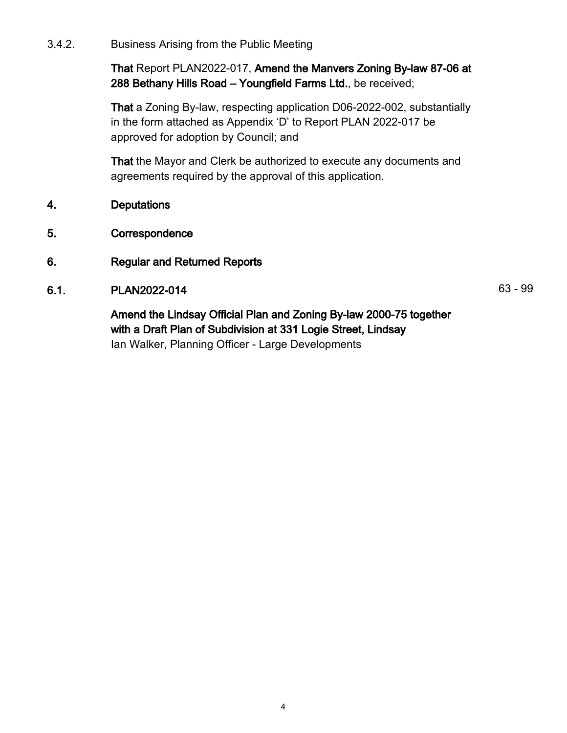3.4.2. Business Arising from the Public Meeting

**That** Report PLAN2022-017, **Amend the Manvers Zoning By-law 87-06 at 288 Bethany Hills Road – Youngfield Farms Ltd.**, be received;

**That** a Zoning By-law, respecting application D06-2022-002, substantially in the form attached as Appendix 'D' to Report PLAN 2022-017 be approved for adoption by Council; and

**That** the Mayor and Clerk be authorized to execute any documents and agreements required by the approval of this application.

## 4. Deputations

## 5. Correspondence

## 6. Regular and Returned Reports

### 6.1. PLAN2022-014 — 63 - 99

**Amend the Lindsay Official Plan and Zoning By-law 2000-75 together with a Draft Plan of Subdivision at 331 Logie Street, Lindsay**
Ian Walker, Planning Officer - Large Developments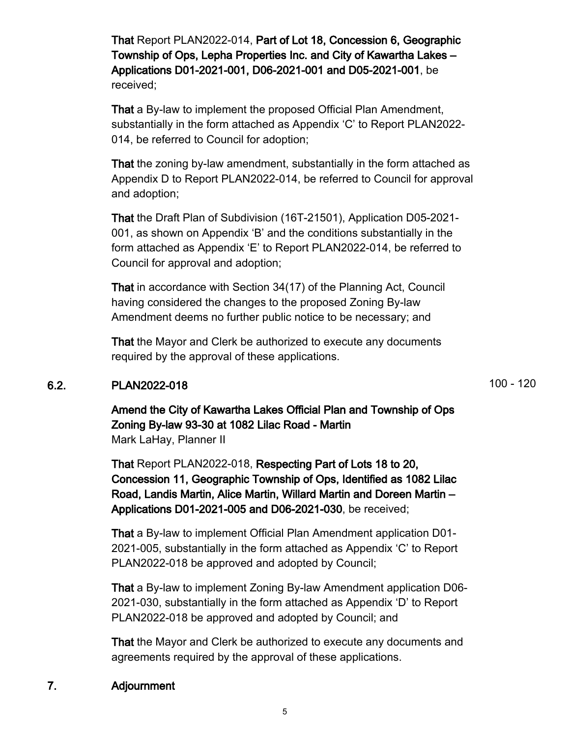**That** Report PLAN2022-014, **Part of Lot 18, Concession 6, Geographic Township of Ops, Lepha Properties Inc. and City of Kawartha Lakes – Applications D01-2021-001, D06-2021-001 and D05-2021-001**, be received;

**That** a By-law to implement the proposed Official Plan Amendment, substantially in the form attached as Appendix 'C' to Report PLAN2022-014, be referred to Council for adoption;

**That** the zoning by-law amendment, substantially in the form attached as Appendix D to Report PLAN2022-014, be referred to Council for approval and adoption;

**That** the Draft Plan of Subdivision (16T-21501), Application D05-2021-001, as shown on Appendix 'B' and the conditions substantially in the form attached as Appendix 'E' to Report PLAN2022-014, be referred to Council for approval and adoption;

**That** in accordance with Section 34(17) of the Planning Act, Council having considered the changes to the proposed Zoning By-law Amendment deems no further public notice to be necessary; and

**That** the Mayor and Clerk be authorized to execute any documents required by the approval of these applications.

## 6.2. PLAN2022-018 — 100 - 120

**Amend the City of Kawartha Lakes Official Plan and Township of Ops Zoning By-law 93-30 at 1082 Lilac Road - Martin**
Mark LaHay, Planner II

**That** Report PLAN2022-018, **Respecting Part of Lots 18 to 20, Concession 11, Geographic Township of Ops, Identified as 1082 Lilac Road, Landis Martin, Alice Martin, Willard Martin and Doreen Martin – Applications D01-2021-005 and D06-2021-030**, be received;

**That** a By-law to implement Official Plan Amendment application D01-2021-005, substantially in the form attached as Appendix 'C' to Report PLAN2022-018 be approved and adopted by Council;

**That** a By-law to implement Zoning By-law Amendment application D06-2021-030, substantially in the form attached as Appendix 'D' to Report PLAN2022-018 be approved and adopted by Council; and

**That** the Mayor and Clerk be authorized to execute any documents and agreements required by the approval of these applications.

## 7. Adjournment